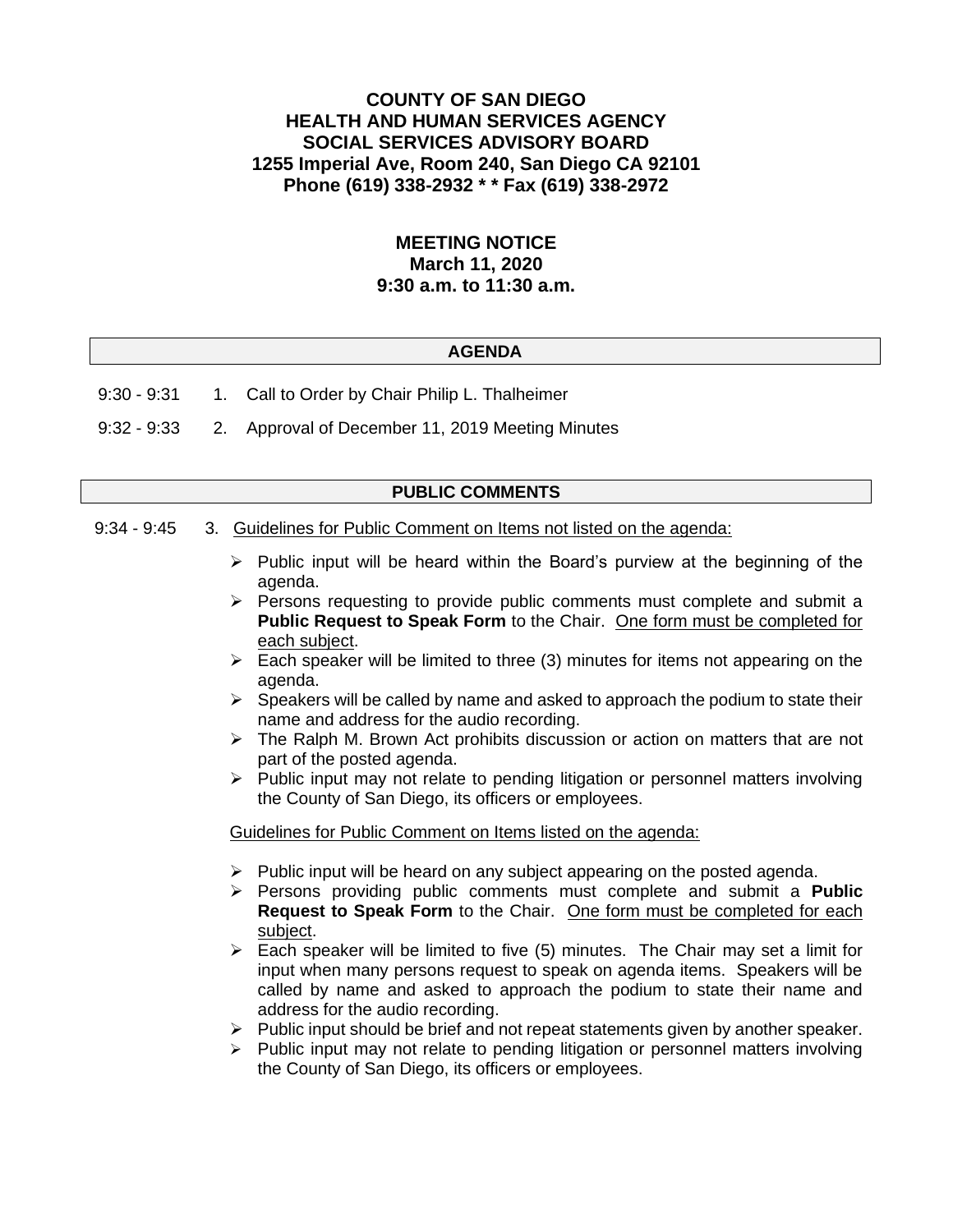**COUNTY OF SAN DIEGO**
**HEALTH AND HUMAN SERVICES AGENCY**
**SOCIAL SERVICES ADVISORY BOARD**
**1255 Imperial Ave, Room 240, San Diego CA 92101**
**Phone (619) 338-2932 * * Fax (619) 338-2972**

**MEETING NOTICE**
**March 11, 2020**
**9:30 a.m. to 11:30 a.m.**

## AGENDA

9:30 - 9:31 1. Call to Order by Chair Philip L. Thalheimer

9:32 - 9:33 2. Approval of December 11, 2019 Meeting Minutes

## PUBLIC COMMENTS

9:34 - 9:45 3. Guidelines for Public Comment on Items not listed on the agenda:

- Public input will be heard within the Board's purview at the beginning of the agenda.
- Persons requesting to provide public comments must complete and submit a **Public Request to Speak Form** to the Chair. One form must be completed for each subject.
- Each speaker will be limited to three (3) minutes for items not appearing on the agenda.
- Speakers will be called by name and asked to approach the podium to state their name and address for the audio recording.
- The Ralph M. Brown Act prohibits discussion or action on matters that are not part of the posted agenda.
- Public input may not relate to pending litigation or personnel matters involving the County of San Diego, its officers or employees.

Guidelines for Public Comment on Items listed on the agenda:

- Public input will be heard on any subject appearing on the posted agenda.
- Persons providing public comments must complete and submit a **Public Request to Speak Form** to the Chair. One form must be completed for each subject.
- Each speaker will be limited to five (5) minutes. The Chair may set a limit for input when many persons request to speak on agenda items. Speakers will be called by name and asked to approach the podium to state their name and address for the audio recording.
- Public input should be brief and not repeat statements given by another speaker.
- Public input may not relate to pending litigation or personnel matters involving the County of San Diego, its officers or employees.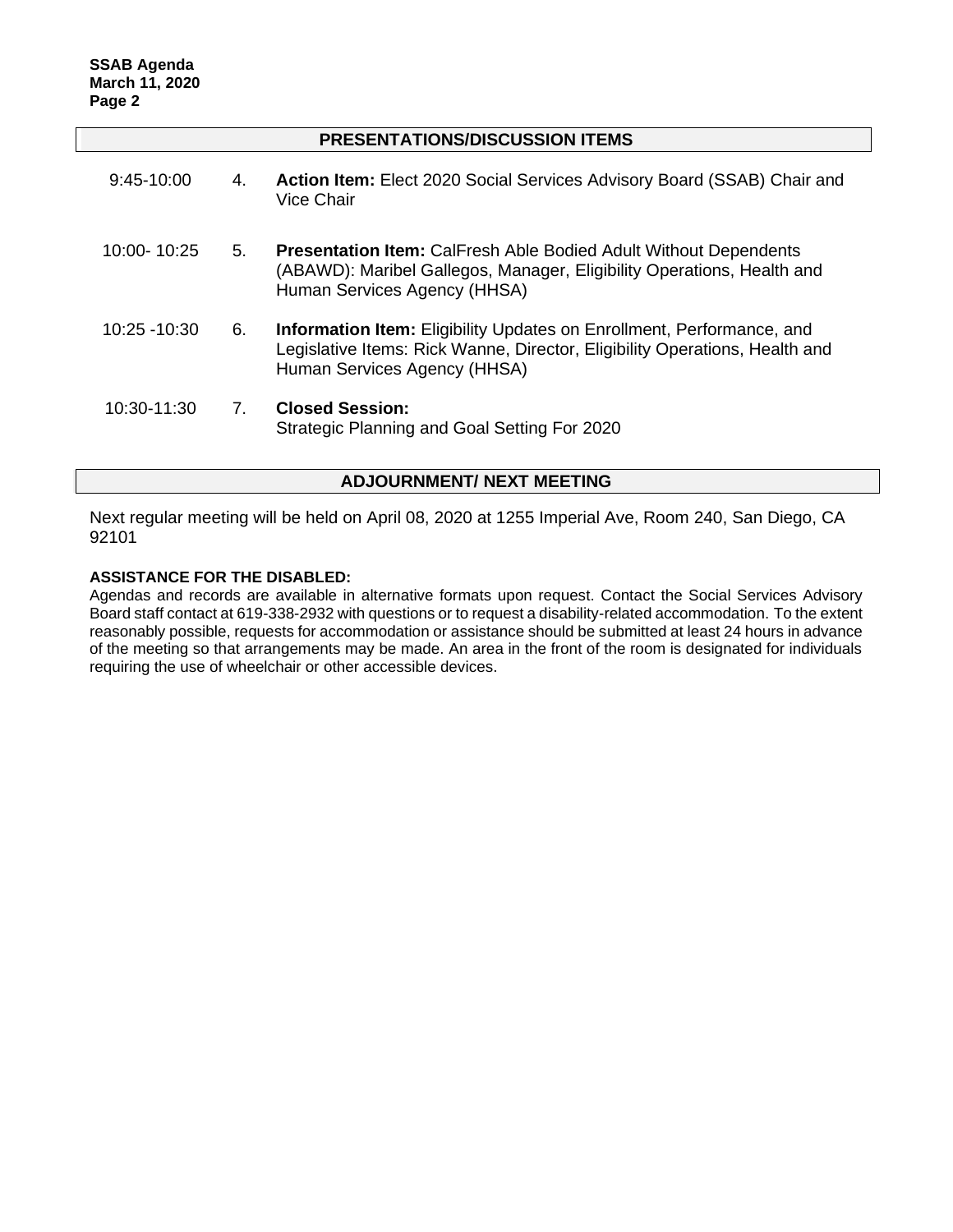## PRESENTATIONS/DISCUSSION ITEMS

| | | |
|---|---|---|
| 9:45-10:00 | 4. | **Action Item:** Elect 2020 Social Services Advisory Board (SSAB) Chair and Vice Chair |
| 10:00- 10:25 | 5. | **Presentation Item:** CalFresh Able Bodied Adult Without Dependents (ABAWD): Maribel Gallegos, Manager, Eligibility Operations, Health and Human Services Agency (HHSA) |
| 10:25 -10:30 | 6. | **Information Item:** Eligibility Updates on Enrollment, Performance, and Legislative Items: Rick Wanne, Director, Eligibility Operations, Health and Human Services Agency (HHSA) |
| 10:30-11:30 | 7. | **Closed Session:** Strategic Planning and Goal Setting For 2020 |

## ADJOURNMENT/ NEXT MEETING

Next regular meeting will be held on April 08, 2020 at 1255 Imperial Ave, Room 240, San Diego, CA 92101

**ASSISTANCE FOR THE DISABLED:**

Agendas and records are available in alternative formats upon request. Contact the Social Services Advisory Board staff contact at 619-338-2932 with questions or to request a disability-related accommodation. To the extent reasonably possible, requests for accommodation or assistance should be submitted at least 24 hours in advance of the meeting so that arrangements may be made. An area in the front of the room is designated for individuals requiring the use of wheelchair or other accessible devices.